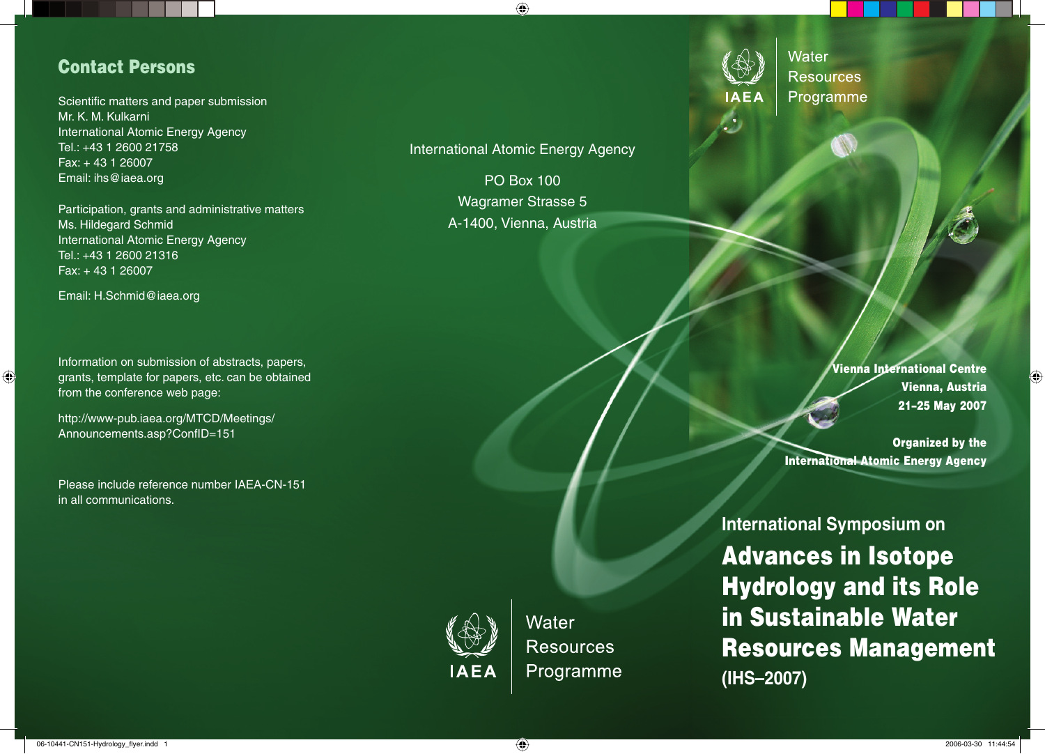## Contact Persons

Scientific matters and paper submission
Mr. K. M. Kulkarni
International Atomic Energy Agency
Tel.: +43 1 2600 21758
Fax: + 43 1 26007
Email: ihs@iaea.org

Participation, grants and administrative matters
Ms. Hildegard Schmid
International Atomic Energy Agency
Tel.: +43 1 2600 21316
Fax: + 43 1 26007

Email: H.Schmid@iaea.org

Information on submission of abstracts, papers, grants, template for papers, etc. can be obtained from the conference web page:

http://www-pub.iaea.org/MTCD/Meetings/Announcements.asp?ConfID=151

Please include reference number IAEA-CN-151 in all communications.

International Atomic Energy Agency

PO Box 100
Wagramer Strasse 5
A-1400, Vienna, Austria

IAEA | Water Resources Programme

IAEA | Water Resources Programme

**Vienna International Centre**
**Vienna, Austria**
**21–25 May 2007**

**Organized by the**
**International Atomic Energy Agency**

International Symposium on

# Advances in Isotope Hydrology and its Role in Sustainable Water Resources Management

**(IHS–2007)**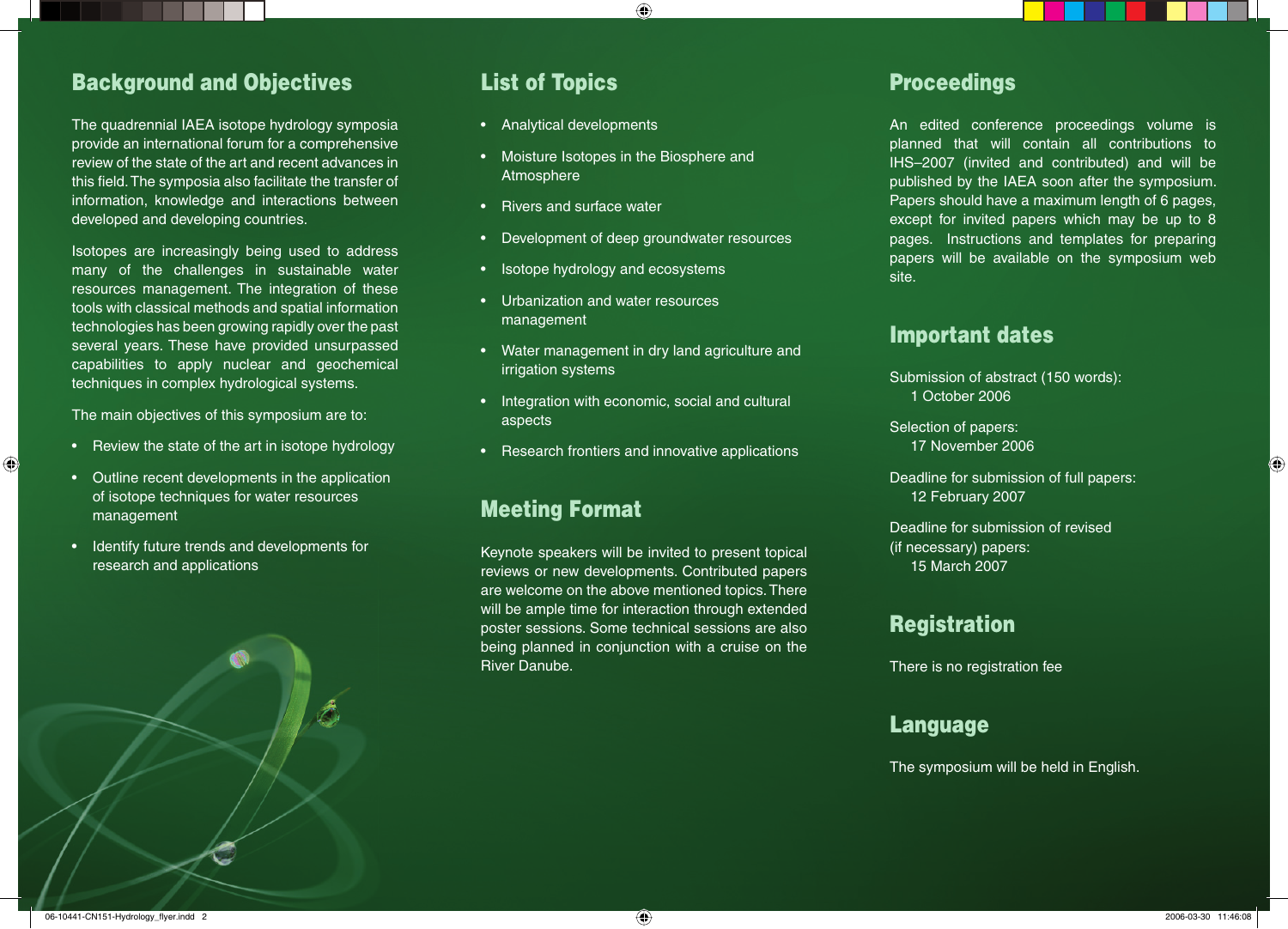## Background and Objectives

The quadrennial IAEA isotope hydrology symposia provide an international forum for a comprehensive review of the state of the art and recent advances in this field. The symposia also facilitate the transfer of information, knowledge and interactions between developed and developing countries.

Isotopes are increasingly being used to address many of the challenges in sustainable water resources management. The integration of these tools with classical methods and spatial information technologies has been growing rapidly over the past several years. These have provided unsurpassed capabilities to apply nuclear and geochemical techniques in complex hydrological systems.

The main objectives of this symposium are to:

- Review the state of the art in isotope hydrology
- Outline recent developments in the application of isotope techniques for water resources management
- Identify future trends and developments for research and applications

## List of Topics

- Analytical developments
- Moisture Isotopes in the Biosphere and Atmosphere
- Rivers and surface water
- Development of deep groundwater resources
- Isotope hydrology and ecosystems
- Urbanization and water resources management
- Water management in dry land agriculture and irrigation systems
- Integration with economic, social and cultural aspects
- Research frontiers and innovative applications

## Meeting Format

Keynote speakers will be invited to present topical reviews or new developments. Contributed papers are welcome on the above mentioned topics. There will be ample time for interaction through extended poster sessions. Some technical sessions are also being planned in conjunction with a cruise on the River Danube.

## Proceedings

An edited conference proceedings volume is planned that will contain all contributions to IHS–2007 (invited and contributed) and will be published by the IAEA soon after the symposium. Papers should have a maximum length of 6 pages, except for invited papers which may be up to 8 pages. Instructions and templates for preparing papers will be available on the symposium web site.

## Important dates

Submission of abstract (150 words):
1 October 2006

Selection of papers:
17 November 2006

Deadline for submission of full papers:
12 February 2007

Deadline for submission of revised (if necessary) papers:
15 March 2007

## Registration

There is no registration fee

## Language

The symposium will be held in English.